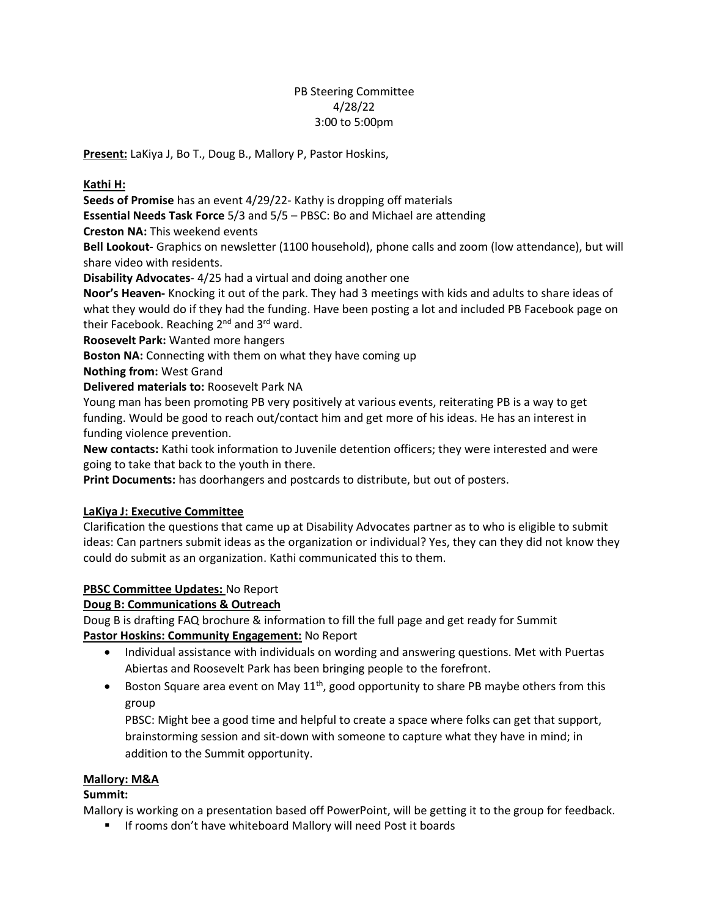PB Steering Committee
4/28/22
3:00 to 5:00pm

**Present:** LaKiya J, Bo T., Doug B., Mallory P, Pastor Hoskins,

**Kathi H:**

**Seeds of Promise** has an event 4/29/22- Kathy is dropping off materials

**Essential Needs Task Force** 5/3 and 5/5 – PBSC: Bo and Michael are attending

**Creston NA:** This weekend events

**Bell Lookout-** Graphics on newsletter (1100 household), phone calls and zoom (low attendance), but will share video with residents.

**Disability Advocates**- 4/25 had a virtual and doing another one

**Noor's Heaven-** Knocking it out of the park. They had 3 meetings with kids and adults to share ideas of what they would do if they had the funding. Have been posting a lot and included PB Facebook page on their Facebook. Reaching 2nd and 3rd ward.

**Roosevelt Park:** Wanted more hangers

**Boston NA:** Connecting with them on what they have coming up

**Nothing from:** West Grand

**Delivered materials to:** Roosevelt Park NA

Young man has been promoting PB very positively at various events, reiterating PB is a way to get funding. Would be good to reach out/contact him and get more of his ideas. He has an interest in funding violence prevention.

**New contacts:** Kathi took information to Juvenile detention officers; they were interested and were going to take that back to the youth in there.

**Print Documents:** has doorhangers and postcards to distribute, but out of posters.

**LaKiya J: Executive Committee**

Clarification the questions that came up at Disability Advocates partner as to who is eligible to submit ideas: Can partners submit ideas as the organization or individual? Yes, they can they did not know they could do submit as an organization. Kathi communicated this to them.

**PBSC Committee Updates:** No Report

**Doug B: Communications & Outreach**

Doug B is drafting FAQ brochure & information to fill the full page and get ready for Summit

**Pastor Hoskins: Community Engagement:** No Report

- Individual assistance with individuals on wording and answering questions. Met with Puertas Abiertas and Roosevelt Park has been bringing people to the forefront.
- Boston Square area event on May 11th, good opportunity to share PB maybe others from this group

  PBSC: Might bee a good time and helpful to create a space where folks can get that support, brainstorming session and sit-down with someone to capture what they have in mind; in addition to the Summit opportunity.

**Mallory: M&A**

**Summit:**

Mallory is working on a presentation based off PowerPoint, will be getting it to the group for feedback.

- If rooms don't have whiteboard Mallory will need Post it boards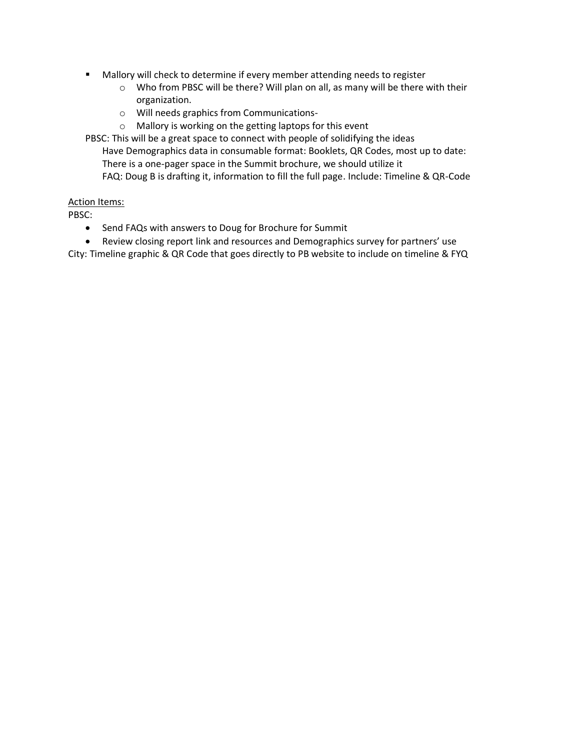- Mallory will check to determine if every member attending needs to register
  - Who from PBSC will be there? Will plan on all, as many will be there with their organization.
  - Will needs graphics from Communications-
  - Mallory is working on the getting laptops for this event

PBSC: This will be a great space to connect with people of solidifying the ideas

Have Demographics data in consumable format: Booklets, QR Codes, most up to date:

There is a one-pager space in the Summit brochure, we should utilize it

FAQ: Doug B is drafting it, information to fill the full page. Include: Timeline & QR-Code

<u>Action Items:</u>

PBSC:

- Send FAQs with answers to Doug for Brochure for Summit
- Review closing report link and resources and Demographics survey for partners' use

City: Timeline graphic & QR Code that goes directly to PB website to include on timeline & FYQ